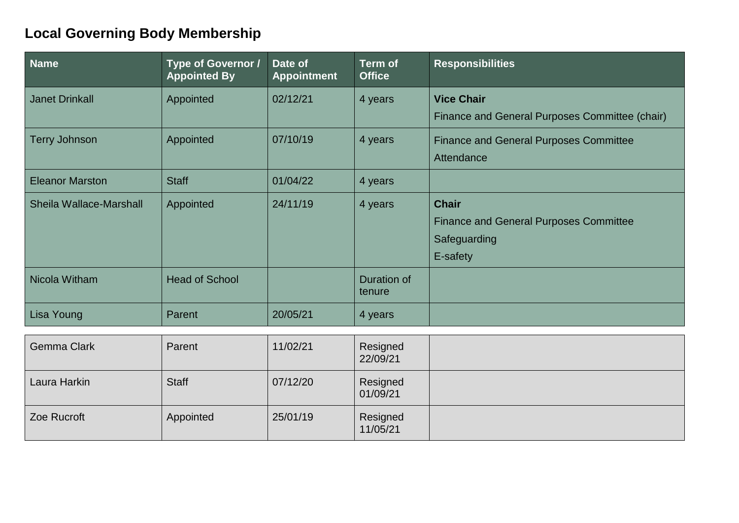# Local Governing Body Membership

| Name | Type of Governor / Appointed By | Date of Appointment | Term of Office | Responsibilities |
|---|---|---|---|---|
| Janet Drinkall | Appointed | 02/12/21 | 4 years | **Vice Chair**<br>Finance and General Purposes Committee (chair) |
| Terry Johnson | Appointed | 07/10/19 | 4 years | Finance and General Purposes Committee<br>Attendance |
| Eleanor Marston | Staff | 01/04/22 | 4 years | |
| Sheila Wallace-Marshall | Appointed | 24/11/19 | 4 years | **Chair**<br>Finance and General Purposes Committee<br>Safeguarding<br>E-safety |
| Nicola Witham | Head of School | | Duration of tenure | |
| Lisa Young | Parent | 20/05/21 | 4 years | |
| Gemma Clark | Parent | 11/02/21 | Resigned 22/09/21 | |
| Laura Harkin | Staff | 07/12/20 | Resigned 01/09/21 | |
| Zoe Rucroft | Appointed | 25/01/19 | Resigned 11/05/21 | |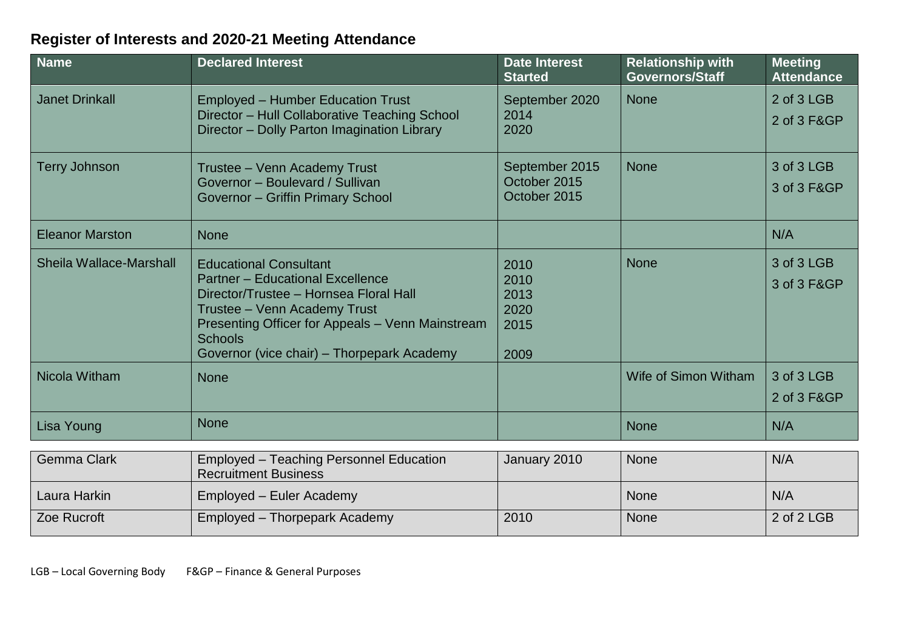## Register of Interests and 2020-21 Meeting Attendance

| Name | Declared Interest | Date Interest Started | Relationship with Governors/Staff | Meeting Attendance |
|---|---|---|---|---|
| Janet Drinkall | Employed – Humber Education Trust<br>Director – Hull Collaborative Teaching School<br>Director – Dolly Parton Imagination Library | September 2020<br>2014<br>2020 | None | 2 of 3 LGB<br>2 of 3 F&GP |
| Terry Johnson | Trustee – Venn Academy Trust<br>Governor – Boulevard / Sullivan<br>Governor – Griffin Primary School | September 2015<br>October 2015<br>October 2015 | None | 3 of 3 LGB<br>3 of 3 F&GP |
| Eleanor Marston | None | | | N/A |
| Sheila Wallace-Marshall | Educational Consultant<br>Partner – Educational Excellence<br>Director/Trustee – Hornsea Floral Hall<br>Trustee – Venn Academy Trust<br>Presenting Officer for Appeals – Venn Mainstream Schools<br>Governor (vice chair) – Thorpepark Academy | 2010<br>2010<br>2013<br>2020<br>2015<br><br>2009 | None | 3 of 3 LGB<br>3 of 3 F&GP |
| Nicola Witham | None | | Wife of Simon Witham | 3 of 3 LGB<br>2 of 3 F&GP |
| Lisa Young | None | | None | N/A |
| Gemma Clark | Employed – Teaching Personnel Education Recruitment Business | January 2010 | None | N/A |
| Laura Harkin | Employed – Euler Academy | | None | N/A |
| Zoe Rucroft | Employed – Thorpepark Academy | 2010 | None | 2 of 2 LGB |

LGB – Local Governing Body F&GP – Finance & General Purposes